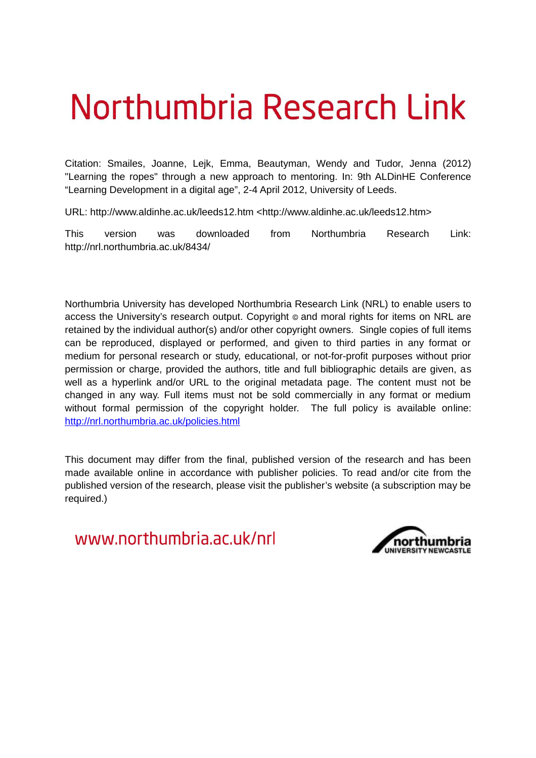# Northumbria Research Link

Citation: Smailes, Joanne, Lejk, Emma, Beautyman, Wendy and Tudor, Jenna (2012) "Learning the ropes" through a new approach to mentoring. In: 9th ALDinHE Conference "Learning Development in a digital age", 2-4 April 2012, University of Leeds.

URL: http://www.aldinhe.ac.uk/leeds12.htm <http://www.aldinhe.ac.uk/leeds12.htm>

This version was downloaded from Northumbria Research Link: http://nrl.northumbria.ac.uk/8434/

Northumbria University has developed Northumbria Research Link (NRL) to enable users to access the University's research output. Copyright © and moral rights for items on NRL are retained by the individual author(s) and/or other copyright owners. Single copies of full items can be reproduced, displayed or performed, and given to third parties in any format or medium for personal research or study, educational, or not-for-profit purposes without prior permission or charge, provided the authors, title and full bibliographic details are given, as well as a hyperlink and/or URL to the original metadata page. The content must not be changed in any way. Full items must not be sold commercially in any format or medium without formal permission of the copyright holder. The full policy is available online: http://nrl.northumbria.ac.uk/policies.html

This document may differ from the final, published version of the research and has been made available online in accordance with publisher policies. To read and/or cite from the published version of the research, please visit the publisher's website (a subscription may be required.)

www.northumbria.ac.uk/nrl

northumbria UNIVERSITY NEWCASTLE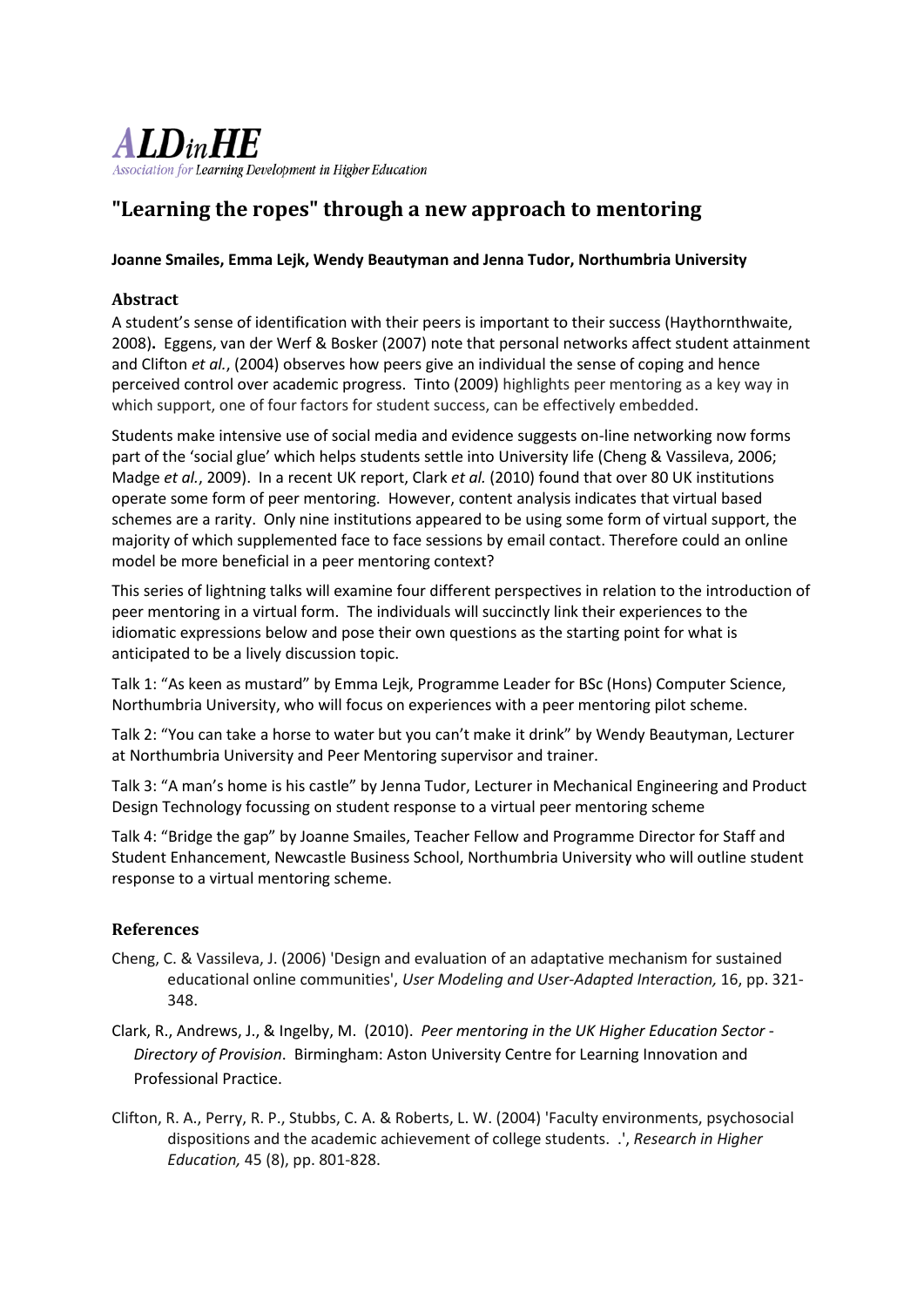**ALD*in*HE**
*Association for Learning Development in Higher Education*

# "Learning the ropes" through a new approach to mentoring

**Joanne Smailes, Emma Lejk, Wendy Beautyman and Jenna Tudor, Northumbria University**

## Abstract

A student's sense of identification with their peers is important to their success (Haythornthwaite, 2008)**.** Eggens, van der Werf & Bosker (2007) note that personal networks affect student attainment and Clifton *et al.*, (2004) observes how peers give an individual the sense of coping and hence perceived control over academic progress. Tinto (2009) highlights peer mentoring as a key way in which support, one of four factors for student success, can be effectively embedded.

Students make intensive use of social media and evidence suggests on-line networking now forms part of the 'social glue' which helps students settle into University life (Cheng & Vassileva, 2006; Madge *et al.*, 2009). In a recent UK report, Clark *et al.* (2010) found that over 80 UK institutions operate some form of peer mentoring. However, content analysis indicates that virtual based schemes are a rarity. Only nine institutions appeared to be using some form of virtual support, the majority of which supplemented face to face sessions by email contact. Therefore could an online model be more beneficial in a peer mentoring context?

This series of lightning talks will examine four different perspectives in relation to the introduction of peer mentoring in a virtual form. The individuals will succinctly link their experiences to the idiomatic expressions below and pose their own questions as the starting point for what is anticipated to be a lively discussion topic.

Talk 1: "As keen as mustard" by Emma Lejk, Programme Leader for BSc (Hons) Computer Science, Northumbria University, who will focus on experiences with a peer mentoring pilot scheme.

Talk 2: "You can take a horse to water but you can't make it drink" by Wendy Beautyman, Lecturer at Northumbria University and Peer Mentoring supervisor and trainer.

Talk 3: "A man's home is his castle" by Jenna Tudor, Lecturer in Mechanical Engineering and Product Design Technology focussing on student response to a virtual peer mentoring scheme

Talk 4: "Bridge the gap" by Joanne Smailes, Teacher Fellow and Programme Director for Staff and Student Enhancement, Newcastle Business School, Northumbria University who will outline student response to a virtual mentoring scheme.

## References

Cheng, C. & Vassileva, J. (2006) 'Design and evaluation of an adaptative mechanism for sustained educational online communities', *User Modeling and User-Adapted Interaction,* 16, pp. 321-348.

Clark, R., Andrews, J., & Ingelby, M. (2010). *Peer mentoring in the UK Higher Education Sector - Directory of Provision*. Birmingham: Aston University Centre for Learning Innovation and Professional Practice.

Clifton, R. A., Perry, R. P., Stubbs, C. A. & Roberts, L. W. (2004) 'Faculty environments, psychosocial dispositions and the academic achievement of college students. .', *Research in Higher Education,* 45 (8), pp. 801-828.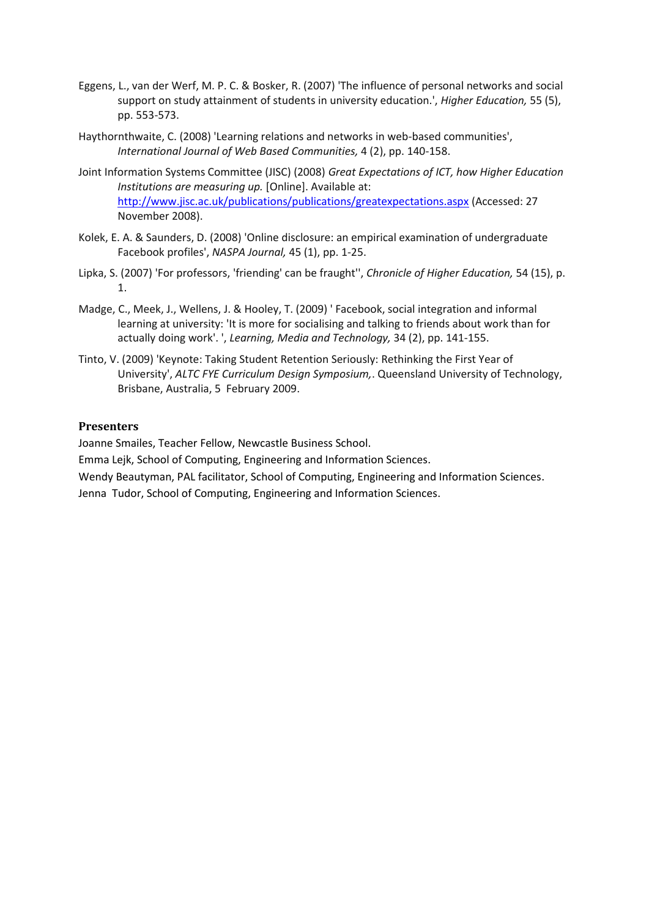Eggens, L., van der Werf, M. P. C. & Bosker, R. (2007) 'The influence of personal networks and social support on study attainment of students in university education.', *Higher Education,* 55 (5), pp. 553-573.

Haythornthwaite, C. (2008) 'Learning relations and networks in web-based communities', *International Journal of Web Based Communities,* 4 (2), pp. 140-158.

Joint Information Systems Committee (JISC) (2008) *Great Expectations of ICT, how Higher Education Institutions are measuring up.* [Online]. Available at: http://www.jisc.ac.uk/publications/publications/greatexpectations.aspx (Accessed: 27 November 2008).

Kolek, E. A. & Saunders, D. (2008) 'Online disclosure: an empirical examination of undergraduate Facebook profiles', *NASPA Journal,* 45 (1), pp. 1-25.

Lipka, S. (2007) 'For professors, 'friending' can be fraught'', *Chronicle of Higher Education,* 54 (15), p. 1.

Madge, C., Meek, J., Wellens, J. & Hooley, T. (2009) ' Facebook, social integration and informal learning at university: 'It is more for socialising and talking to friends about work than for actually doing work'. ', *Learning, Media and Technology,* 34 (2), pp. 141-155.

Tinto, V. (2009) 'Keynote: Taking Student Retention Seriously: Rethinking the First Year of University', *ALTC FYE Curriculum Design Symposium,*. Queensland University of Technology, Brisbane, Australia, 5 February 2009.

### Presenters

Joanne Smailes, Teacher Fellow, Newcastle Business School.

Emma Lejk, School of Computing, Engineering and Information Sciences.

Wendy Beautyman, PAL facilitator, School of Computing, Engineering and Information Sciences.

Jenna Tudor, School of Computing, Engineering and Information Sciences.